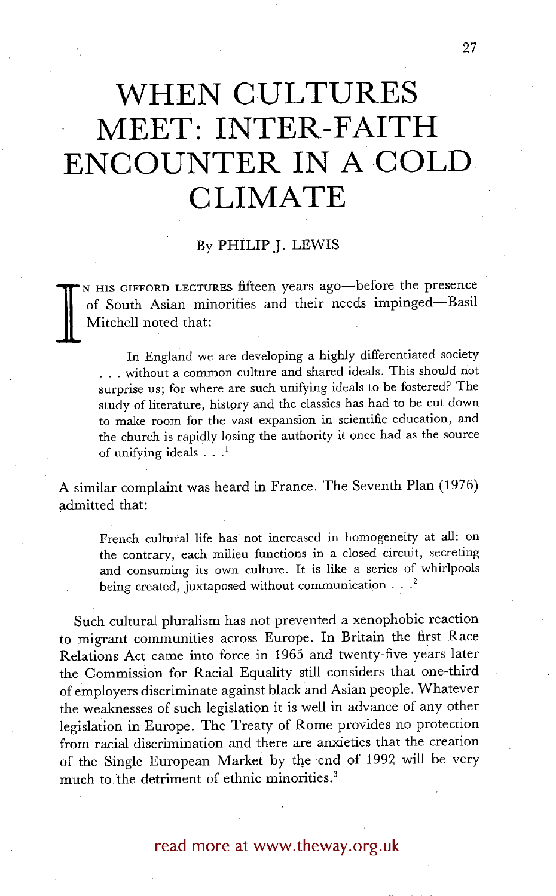# WHEN CULTURES MEET: INTER-FAITH ENCOUNTER IN A COLD CLIMATE

By PHILIP J. LEWIS

IN HIS GIFFORD LECTURES fifteen years ago—before the presence of South Asian minorities and their needs impinged—Basil Mitchell noted that:

> In England we are developing a highly differentiated society . . . without a common culture and shared ideals. This should not surprise us; for where are such unifying ideals to be fostered? The study of literature, history and the classics has had to be cut down to make room for the vast expansion in scientific education, and the church is rapidly losing the authority it once had as the source of unifying ideals . . .[1]

A similar complaint was heard in France. The Seventh Plan (1976) admitted that:

> French cultural life has not increased in homogeneity at all: on the contrary, each milieu functions in a closed circuit, secreting and consuming its own culture. It is like a series of whirlpools being created, juxtaposed without communication . . .[2]

Such cultural pluralism has not prevented a xenophobic reaction to migrant communities across Europe. In Britain the first Race Relations Act came into force in 1965 and twenty-five years later the Commission for Racial Equality still considers that one-third of employers discriminate against black and Asian people. Whatever the weaknesses of such legislation it is well in advance of any other legislation in Europe. The Treaty of Rome provides no protection from racial discrimination and there are anxieties that the creation of the Single European Market by the end of 1992 will be very much to the detriment of ethnic minorities.[3]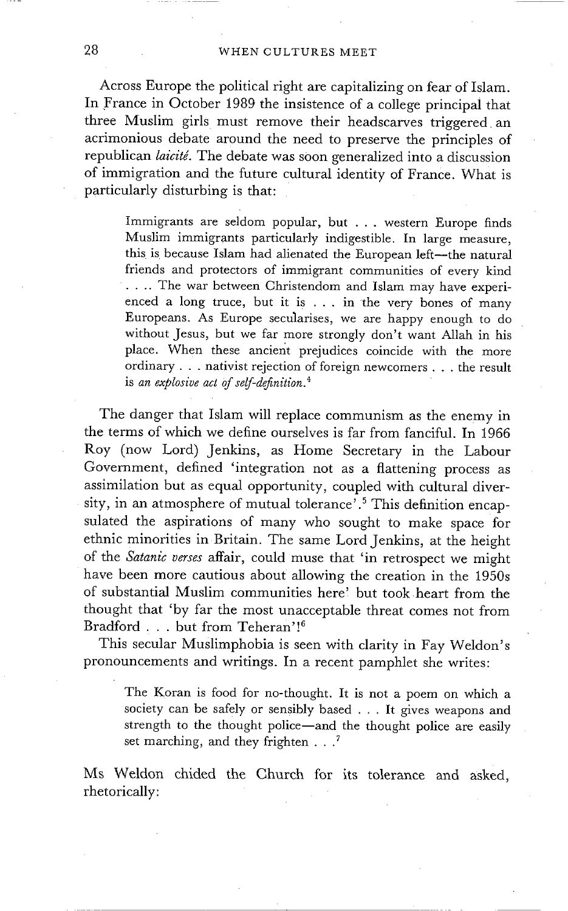Across Europe the political right are capitalizing on fear of Islam. In France in October 1989 the insistence of a college principal that three Muslim girls must remove their headscarves triggered an acrimonious debate around the need to preserve the principles of republican *laicité*. The debate was soon generalized into a discussion of immigration and the future cultural identity of France. What is particularly disturbing is that:

> Immigrants are seldom popular, but . . . western Europe finds Muslim immigrants particularly indigestible. In large measure, this is because Islam had alienated the European left—the natural friends and protectors of immigrant communities of every kind . . . . The war between Christendom and Islam may have experienced a long truce, but it is . . . in the very bones of many Europeans. As Europe secularises, we are happy enough to do without Jesus, but we far more strongly don't want Allah in his place. When these ancient prejudices coincide with the more ordinary . . . nativist rejection of foreign newcomers . . . the result is *an explosive act of self-definition.*[4]

The danger that Islam will replace communism as the enemy in the terms of which we define ourselves is far from fanciful. In 1966 Roy (now Lord) Jenkins, as Home Secretary in the Labour Government, defined 'integration not as a flattening process as assimilation but as equal opportunity, coupled with cultural diversity, in an atmosphere of mutual tolerance'.[5] This definition encapsulated the aspirations of many who sought to make space for ethnic minorities in Britain. The same Lord Jenkins, at the height of the *Satanic verses* affair, could muse that 'in retrospect we might have been more cautious about allowing the creation in the 1950s of substantial Muslim communities here' but took heart from the thought that 'by far the most unacceptable threat comes not from Bradford . . . but from Teheran'![6]

This secular Muslimphobia is seen with clarity in Fay Weldon's pronouncements and writings. In a recent pamphlet she writes:

> The Koran is food for no-thought. It is not a poem on which a society can be safely or sensibly based . . . It gives weapons and strength to the thought police—and the thought police are easily set marching, and they frighten . . .[7]

Ms Weldon chided the Church for its tolerance and asked, rhetorically: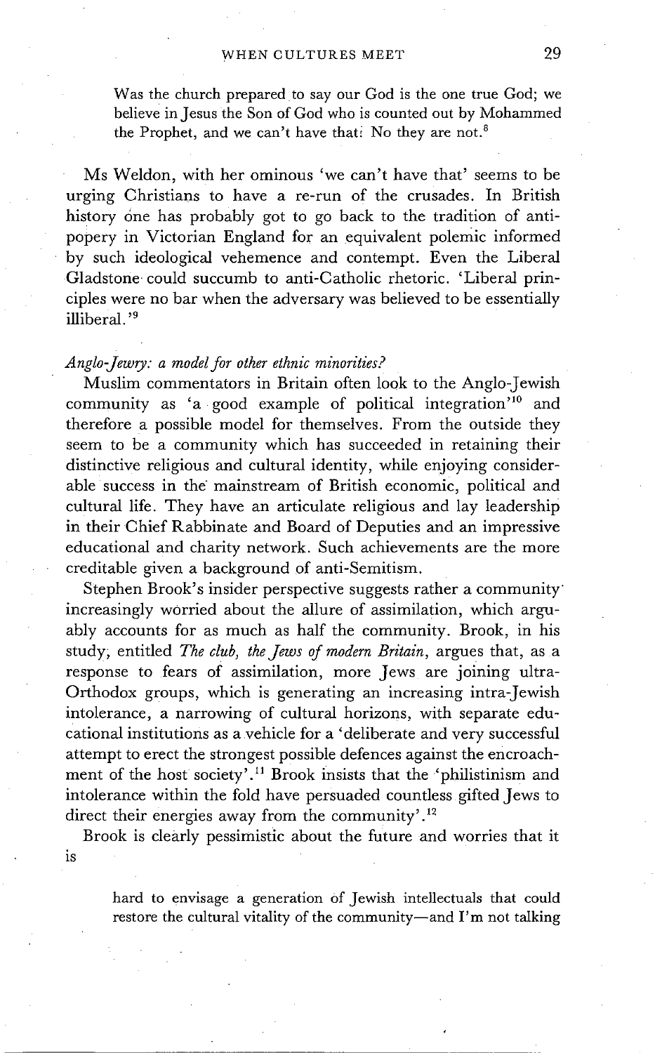> Was the church prepared to say our God is the one true God; we believe in Jesus the Son of God who is counted out by Mohammed the Prophet, and we can't have that: No they are not.[8]

Ms Weldon, with her ominous 'we can't have that' seems to be urging Christians to have a re-run of the crusades. In British history one has probably got to go back to the tradition of anti-popery in Victorian England for an equivalent polemic informed by such ideological vehemence and contempt. Even the Liberal Gladstone could succumb to anti-Catholic rhetoric. 'Liberal principles were no bar when the adversary was believed to be essentially illiberal.'[9]

*Anglo-Jewry: a model for other ethnic minorities?*

Muslim commentators in Britain often look to the Anglo-Jewish community as 'a good example of political integration'[10] and therefore a possible model for themselves. From the outside they seem to be a community which has succeeded in retaining their distinctive religious and cultural identity, while enjoying considerable success in the mainstream of British economic, political and cultural life. They have an articulate religious and lay leadership in their Chief Rabbinate and Board of Deputies and an impressive educational and charity network. Such achievements are the more creditable given a background of anti-Semitism.

Stephen Brook's insider perspective suggests rather a community increasingly worried about the allure of assimilation, which arguably accounts for as much as half the community. Brook, in his study, entitled *The club, the Jews of modern Britain*, argues that, as a response to fears of assimilation, more Jews are joining ultra-Orthodox groups, which is generating an increasing intra-Jewish intolerance, a narrowing of cultural horizons, with separate educational institutions as a vehicle for a 'deliberate and very successful attempt to erect the strongest possible defences against the encroachment of the host society'.[11] Brook insists that the 'philistinism and intolerance within the fold have persuaded countless gifted Jews to direct their energies away from the community'.[12]

Brook is clearly pessimistic about the future and worries that it is

> hard to envisage a generation of Jewish intellectuals that could restore the cultural vitality of the community—and I'm not talking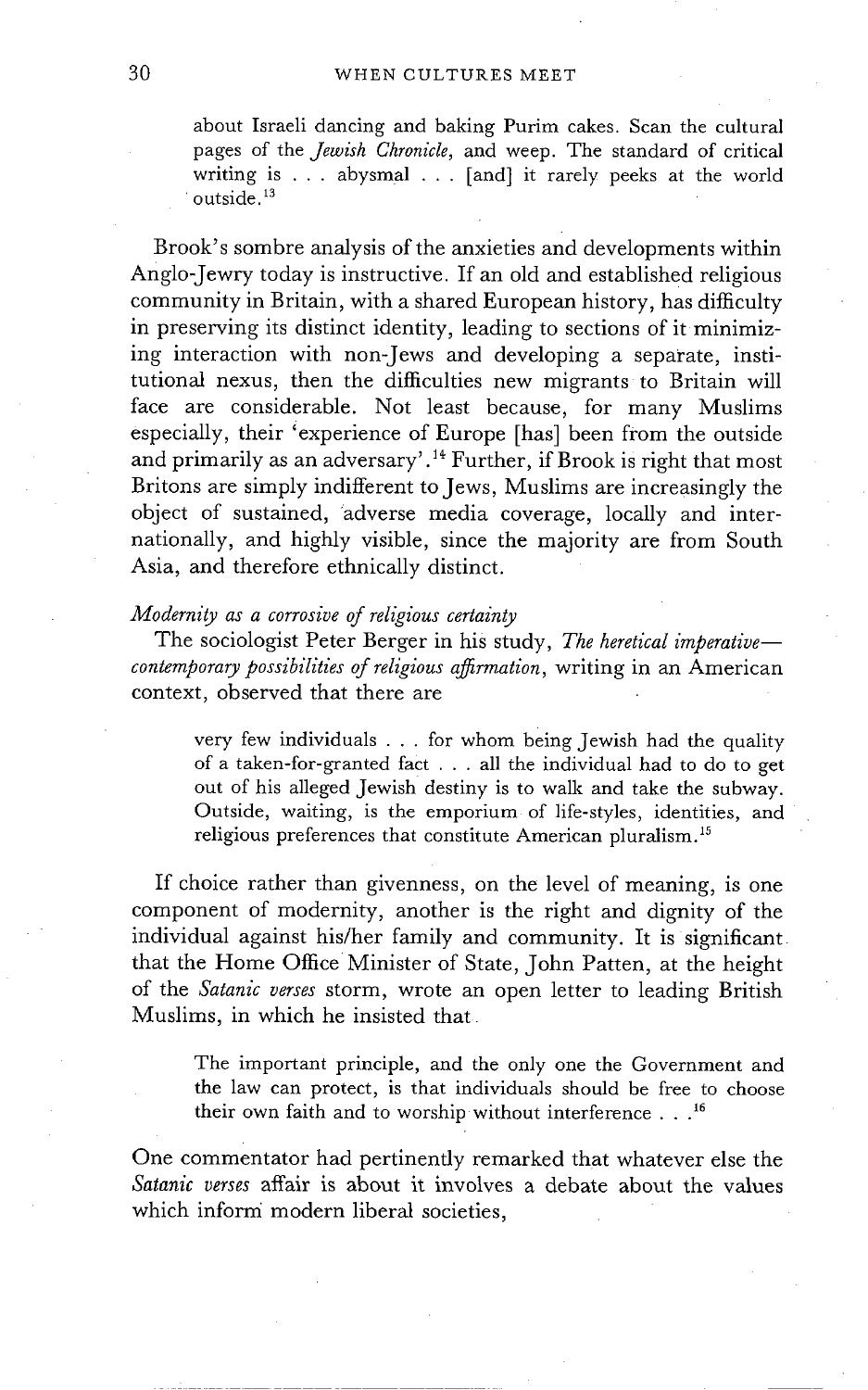> about Israeli dancing and baking Purim cakes. Scan the cultural pages of the *Jewish Chronicle*, and weep. The standard of critical writing is . . . abysmal . . . [and] it rarely peeks at the world outside.[13]

Brook's sombre analysis of the anxieties and developments within Anglo-Jewry today is instructive. If an old and established religious community in Britain, with a shared European history, has difficulty in preserving its distinct identity, leading to sections of it minimizing interaction with non-Jews and developing a separate, institutional nexus, then the difficulties new migrants to Britain will face are considerable. Not least because, for many Muslims especially, their 'experience of Europe [has] been from the outside and primarily as an adversary'.[14] Further, if Brook is right that most Britons are simply indifferent to Jews, Muslims are increasingly the object of sustained, adverse media coverage, locally and internationally, and highly visible, since the majority are from South Asia, and therefore ethnically distinct.

*Modernity as a corrosive of religious certainty*

The sociologist Peter Berger in his study, *The heretical imperative—contemporary possibilities of religious affirmation*, writing in an American context, observed that there are

> very few individuals . . . for whom being Jewish had the quality of a taken-for-granted fact . . . all the individual had to do to get out of his alleged Jewish destiny is to walk and take the subway. Outside, waiting, is the emporium of life-styles, identities, and religious preferences that constitute American pluralism.[15]

If choice rather than givenness, on the level of meaning, is one component of modernity, another is the right and dignity of the individual against his/her family and community. It is significant that the Home Office Minister of State, John Patten, at the height of the *Satanic verses* storm, wrote an open letter to leading British Muslims, in which he insisted that

> The important principle, and the only one the Government and the law can protect, is that individuals should be free to choose their own faith and to worship without interference . . .[16]

One commentator had pertinently remarked that whatever else the *Satanic verses* affair is about it involves a debate about the values which inform modern liberal societies,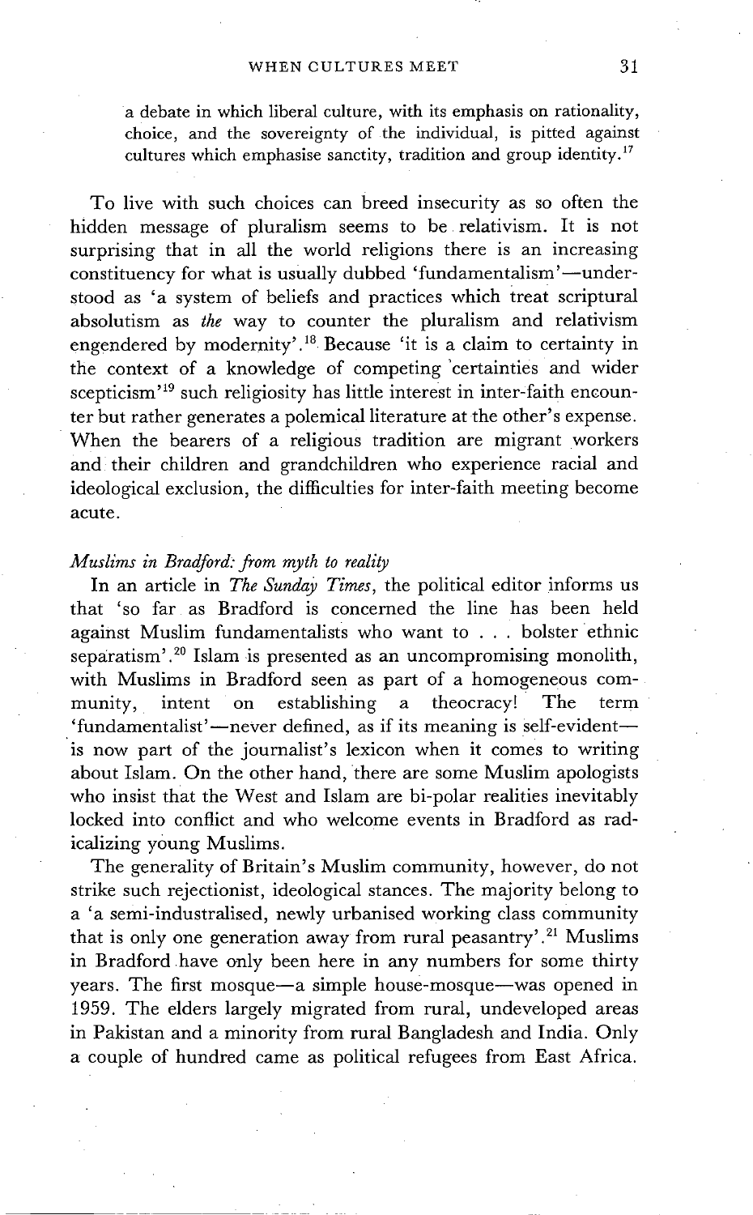> a debate in which liberal culture, with its emphasis on rationality, choice, and the sovereignty of the individual, is pitted against cultures which emphasise sanctity, tradition and group identity.[17]

To live with such choices can breed insecurity as so often the hidden message of pluralism seems to be relativism. It is not surprising that in all the world religions there is an increasing constituency for what is usually dubbed 'fundamentalism'—understood as 'a system of beliefs and practices which treat scriptural absolutism as *the* way to counter the pluralism and relativism engendered by modernity'.[18] Because 'it is a claim to certainty in the context of a knowledge of competing certainties and wider scepticism'[19] such religiosity has little interest in inter-faith encounter but rather generates a polemical literature at the other's expense. When the bearers of a religious tradition are migrant workers and their children and grandchildren who experience racial and ideological exclusion, the difficulties for inter-faith meeting become acute.

*Muslims in Bradford: from myth to reality*

In an article in *The Sunday Times*, the political editor informs us that 'so far as Bradford is concerned the line has been held against Muslim fundamentalists who want to . . . bolster ethnic separatism'.[20] Islam is presented as an uncompromising monolith, with Muslims in Bradford seen as part of a homogeneous community, intent on establishing a theocracy! The term 'fundamentalist'—never defined, as if its meaning is self-evident—is now part of the journalist's lexicon when it comes to writing about Islam. On the other hand, there are some Muslim apologists who insist that the West and Islam are bi-polar realities inevitably locked into conflict and who welcome events in Bradford as radicalizing young Muslims.

The generality of Britain's Muslim community, however, do not strike such rejectionist, ideological stances. The majority belong to a 'a semi-industralised, newly urbanised working class community that is only one generation away from rural peasantry'.[21] Muslims in Bradford have only been here in any numbers for some thirty years. The first mosque—a simple house-mosque—was opened in 1959. The elders largely migrated from rural, undeveloped areas in Pakistan and a minority from rural Bangladesh and India. Only a couple of hundred came as political refugees from East Africa.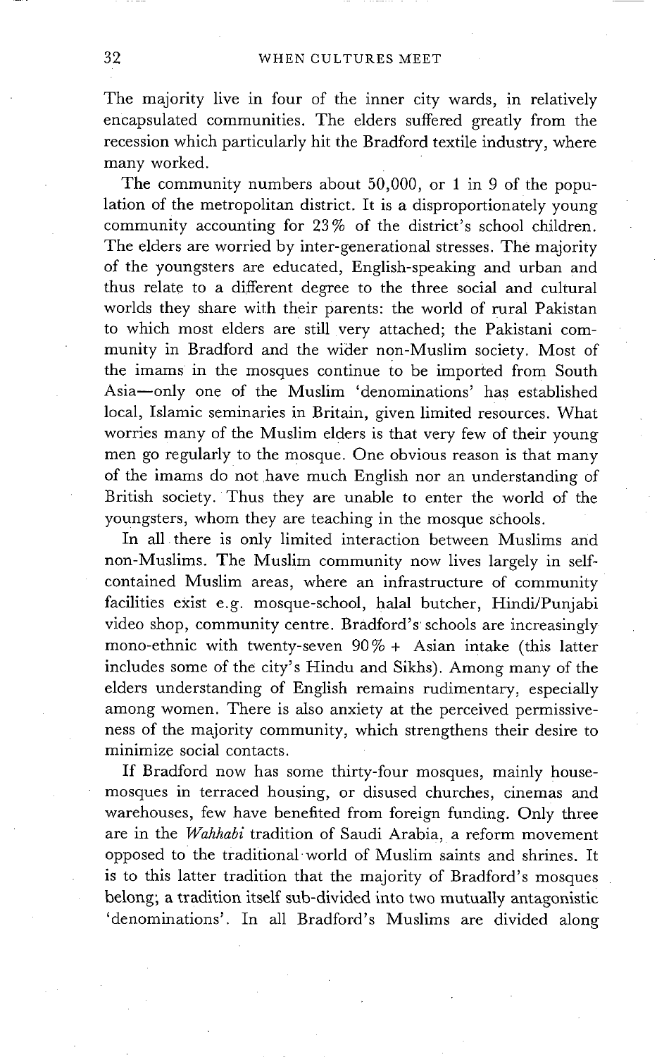The majority live in four of the inner city wards, in relatively encapsulated communities. The elders suffered greatly from the recession which particularly hit the Bradford textile industry, where many worked.

The community numbers about 50,000, or 1 in 9 of the population of the metropolitan district. It is a disproportionately young community accounting for 23% of the district's school children. The elders are worried by inter-generational stresses. The majority of the youngsters are educated, English-speaking and urban and thus relate to a different degree to the three social and cultural worlds they share with their parents: the world of rural Pakistan to which most elders are still very attached; the Pakistani community in Bradford and the wider non-Muslim society. Most of the imams in the mosques continue to be imported from South Asia—only one of the Muslim 'denominations' has established local, Islamic seminaries in Britain, given limited resources. What worries many of the Muslim elders is that very few of their young men go regularly to the mosque. One obvious reason is that many of the imams do not have much English nor an understanding of British society. Thus they are unable to enter the world of the youngsters, whom they are teaching in the mosque schools.

In all there is only limited interaction between Muslims and non-Muslims. The Muslim community now lives largely in self-contained Muslim areas, where an infrastructure of community facilities exist e.g. mosque-school, halal butcher, Hindi/Punjabi video shop, community centre. Bradford's schools are increasingly mono-ethnic with twenty-seven 90% + Asian intake (this latter includes some of the city's Hindu and Sikhs). Among many of the elders understanding of English remains rudimentary, especially among women. There is also anxiety at the perceived permissiveness of the majority community, which strengthens their desire to minimize social contacts.

If Bradford now has some thirty-four mosques, mainly house-mosques in terraced housing, or disused churches, cinemas and warehouses, few have benefited from foreign funding. Only three are in the *Wahhabi* tradition of Saudi Arabia, a reform movement opposed to the traditional world of Muslim saints and shrines. It is to this latter tradition that the majority of Bradford's mosques belong; a tradition itself sub-divided into two mutually antagonistic 'denominations'. In all Bradford's Muslims are divided along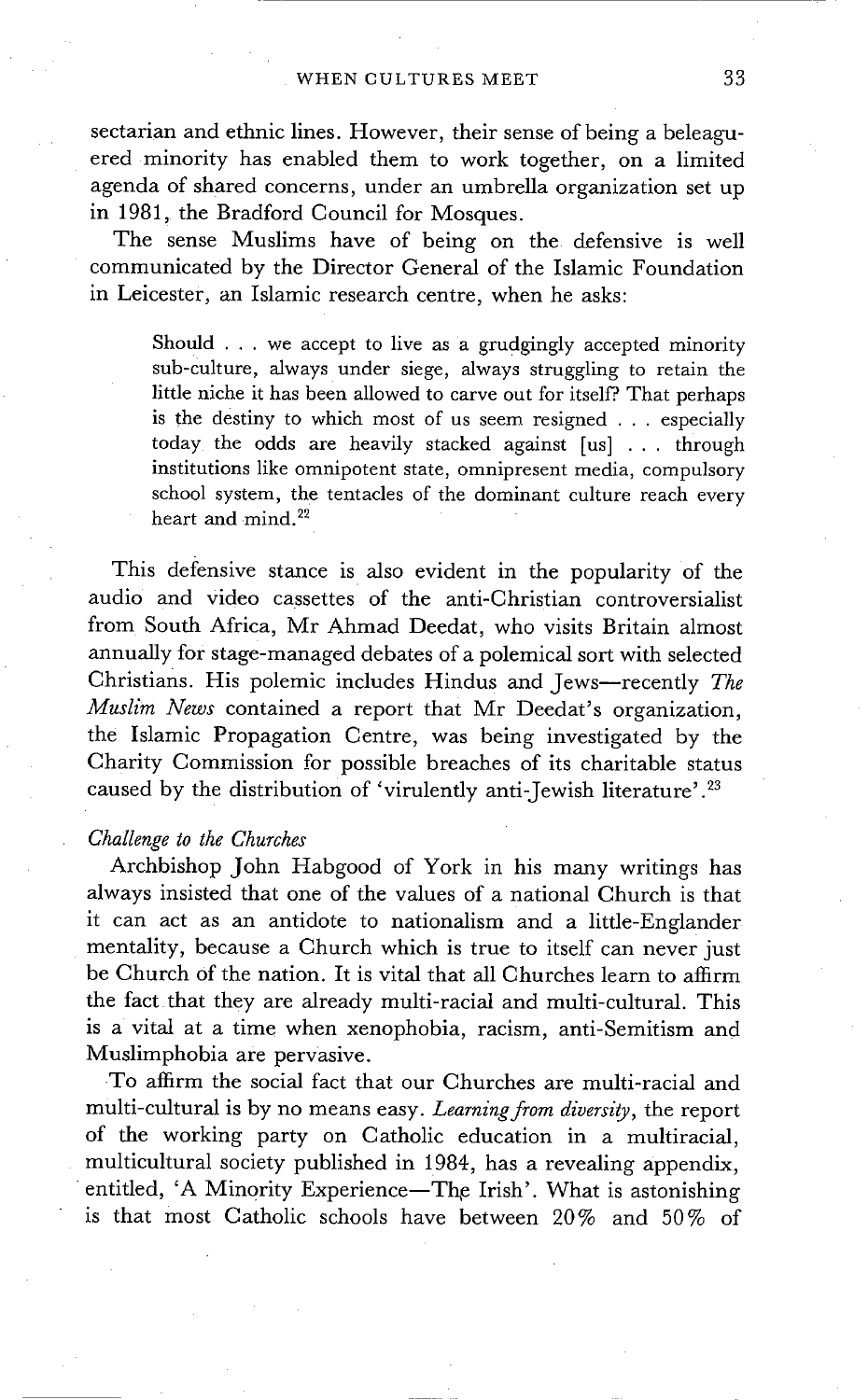sectarian and ethnic lines. However, their sense of being a beleaguered minority has enabled them to work together, on a limited agenda of shared concerns, under an umbrella organization set up in 1981, the Bradford Council for Mosques.

The sense Muslims have of being on the defensive is well communicated by the Director General of the Islamic Foundation in Leicester, an Islamic research centre, when he asks:

> Should . . . we accept to live as a grudgingly accepted minority sub-culture, always under siege, always struggling to retain the little niche it has been allowed to carve out for itself? That perhaps is the destiny to which most of us seem resigned . . . especially today the odds are heavily stacked against [us] . . . through institutions like omnipotent state, omnipresent media, compulsory school system, the tentacles of the dominant culture reach every heart and mind.[22]

This defensive stance is also evident in the popularity of the audio and video cassettes of the anti-Christian controversialist from South Africa, Mr Ahmad Deedat, who visits Britain almost annually for stage-managed debates of a polemical sort with selected Christians. His polemic includes Hindus and Jews—recently *The Muslim News* contained a report that Mr Deedat's organization, the Islamic Propagation Centre, was being investigated by the Charity Commission for possible breaches of its charitable status caused by the distribution of 'virulently anti-Jewish literature'.[23]

*Challenge to the Churches*

Archbishop John Habgood of York in his many writings has always insisted that one of the values of a national Church is that it can act as an antidote to nationalism and a little-Englander mentality, because a Church which is true to itself can never just be Church of the nation. It is vital that all Churches learn to affirm the fact that they are already multi-racial and multi-cultural. This is a vital at a time when xenophobia, racism, anti-Semitism and Muslimphobia are pervasive.

To affirm the social fact that our Churches are multi-racial and multi-cultural is by no means easy. *Learning from diversity*, the report of the working party on Catholic education in a multiracial, multicultural society published in 1984, has a revealing appendix, entitled, 'A Minority Experience—The Irish'. What is astonishing is that most Catholic schools have between 20% and 50% of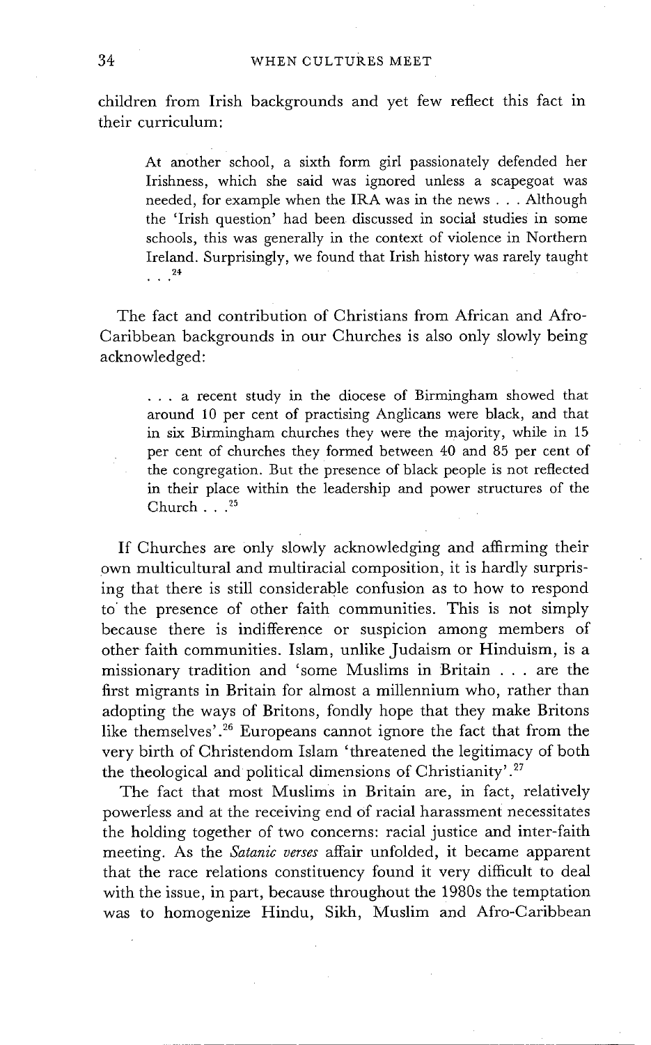children from Irish backgrounds and yet few reflect this fact in their curriculum:

> At another school, a sixth form girl passionately defended her Irishness, which she said was ignored unless a scapegoat was needed, for example when the IRA was in the news . . . Although the 'Irish question' had been discussed in social studies in some schools, this was generally in the context of violence in Northern Ireland. Surprisingly, we found that Irish history was rarely taught . . .[24]

The fact and contribution of Christians from African and Afro-Caribbean backgrounds in our Churches is also only slowly being acknowledged:

> . . . a recent study in the diocese of Birmingham showed that around 10 per cent of practising Anglicans were black, and that in six Birmingham churches they were the majority, while in 15 per cent of churches they formed between 40 and 85 per cent of the congregation. But the presence of black people is not reflected in their place within the leadership and power structures of the Church . . .[25]

If Churches are only slowly acknowledging and affirming their own multicultural and multiracial composition, it is hardly surprising that there is still considerable confusion as to how to respond to the presence of other faith communities. This is not simply because there is indifference or suspicion among members of other faith communities. Islam, unlike Judaism or Hinduism, is a missionary tradition and 'some Muslims in Britain . . . are the first migrants in Britain for almost a millennium who, rather than adopting the ways of Britons, fondly hope that they make Britons like themselves'.[26] Europeans cannot ignore the fact that from the very birth of Christendom Islam 'threatened the legitimacy of both the theological and political dimensions of Christianity'.[27]

The fact that most Muslims in Britain are, in fact, relatively powerless and at the receiving end of racial harassment necessitates the holding together of two concerns: racial justice and inter-faith meeting. As the *Satanic verses* affair unfolded, it became apparent that the race relations constituency found it very difficult to deal with the issue, in part, because throughout the 1980s the temptation was to homogenize Hindu, Sikh, Muslim and Afro-Caribbean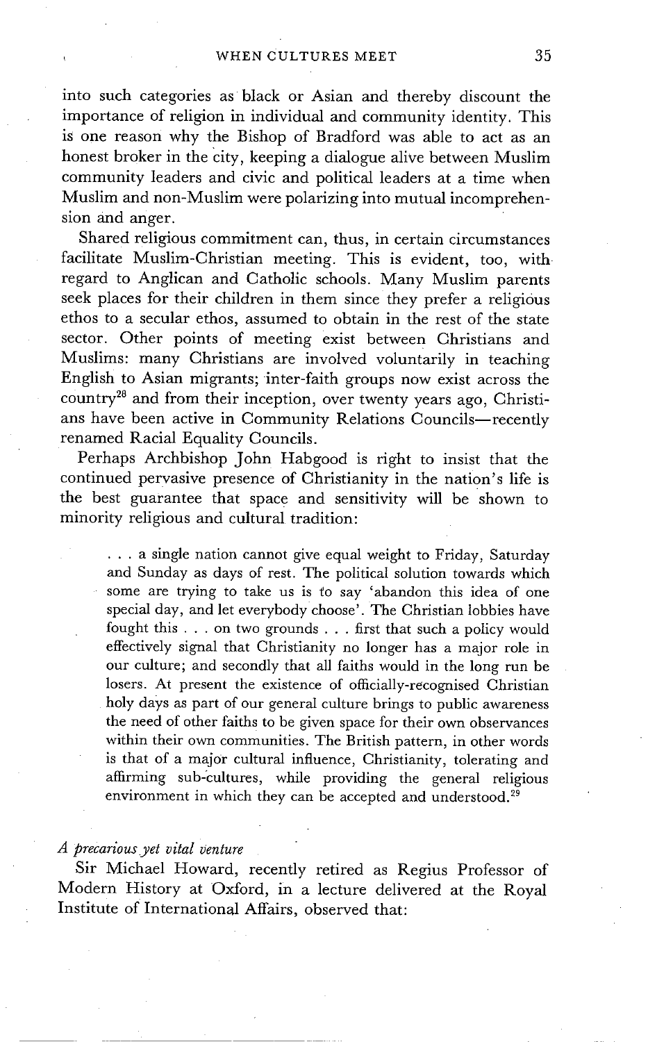into such categories as black or Asian and thereby discount the importance of religion in individual and community identity. This is one reason why the Bishop of Bradford was able to act as an honest broker in the city, keeping a dialogue alive between Muslim community leaders and civic and political leaders at a time when Muslim and non-Muslim were polarizing into mutual incomprehension and anger.

Shared religious commitment can, thus, in certain circumstances facilitate Muslim-Christian meeting. This is evident, too, with regard to Anglican and Catholic schools. Many Muslim parents seek places for their children in them since they prefer a religious ethos to a secular ethos, assumed to obtain in the rest of the state sector. Other points of meeting exist between Christians and Muslims: many Christians are involved voluntarily in teaching English to Asian migrants; inter-faith groups now exist across the country[28] and from their inception, over twenty years ago, Christians have been active in Community Relations Councils—recently renamed Racial Equality Councils.

Perhaps Archbishop John Habgood is right to insist that the continued pervasive presence of Christianity in the nation's life is the best guarantee that space and sensitivity will be shown to minority religious and cultural tradition:

> . . . a single nation cannot give equal weight to Friday, Saturday and Sunday as days of rest. The political solution towards which some are trying to take us is to say 'abandon this idea of one special day, and let everybody choose'. The Christian lobbies have fought this . . . on two grounds . . . first that such a policy would effectively signal that Christianity no longer has a major role in our culture; and secondly that all faiths would in the long run be losers. At present the existence of officially-recognised Christian holy days as part of our general culture brings to public awareness the need of other faiths to be given space for their own observances within their own communities. The British pattern, in other words is that of a major cultural influence, Christianity, tolerating and affirming sub-cultures, while providing the general religious environment in which they can be accepted and understood.[29]

*A precarious yet vital venture*

Sir Michael Howard, recently retired as Regius Professor of Modern History at Oxford, in a lecture delivered at the Royal Institute of International Affairs, observed that: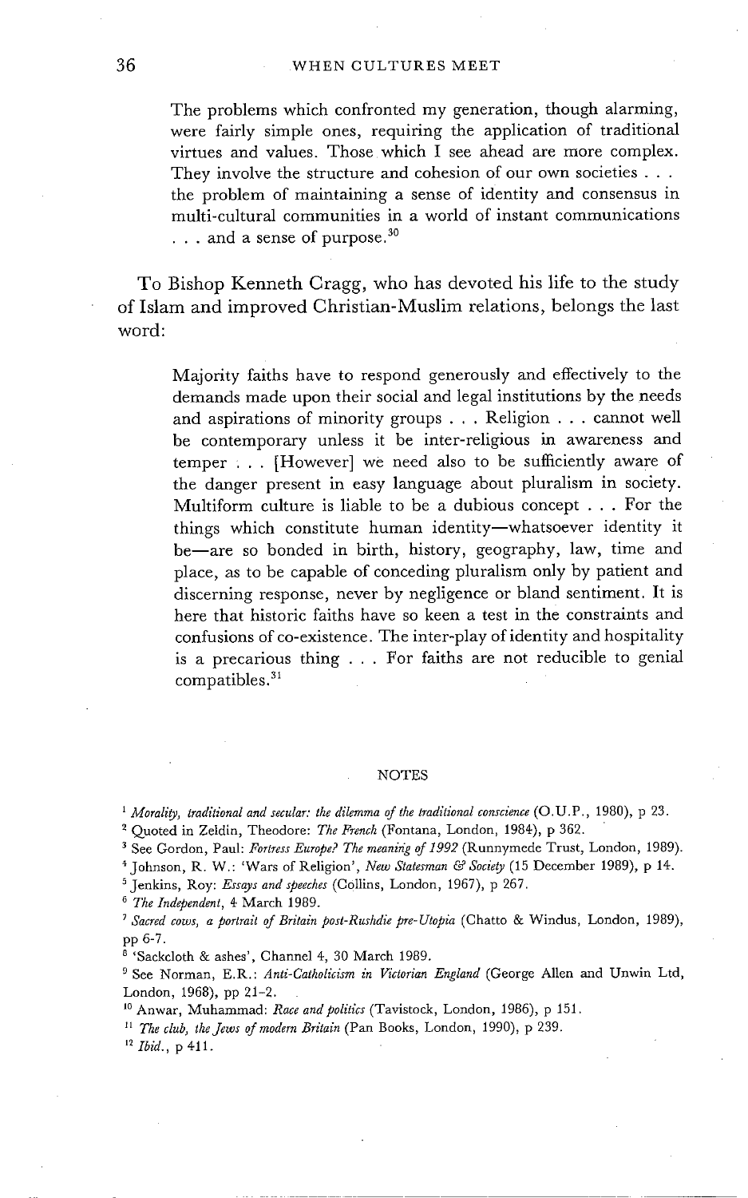> The problems which confronted my generation, though alarming, were fairly simple ones, requiring the application of traditional virtues and values. Those which I see ahead are more complex. They involve the structure and cohesion of our own societies . . . the problem of maintaining a sense of identity and consensus in multi-cultural communities in a world of instant communications . . . and a sense of purpose.[30]

To Bishop Kenneth Cragg, who has devoted his life to the study of Islam and improved Christian-Muslim relations, belongs the last word:

> Majority faiths have to respond generously and effectively to the demands made upon their social and legal institutions by the needs and aspirations of minority groups . . . Religion . . . cannot well be contemporary unless it be inter-religious in awareness and temper . . . [However] we need also to be sufficiently aware of the danger present in easy language about pluralism in society. Multiform culture is liable to be a dubious concept . . . For the things which constitute human identity—whatsoever identity it be—are so bonded in birth, history, geography, law, time and place, as to be capable of conceding pluralism only by patient and discerning response, never by negligence or bland sentiment. It is here that historic faiths have so keen a test in the constraints and confusions of co-existence. The inter-play of identity and hospitality is a precarious thing . . . For faiths are not reducible to genial compatibles.[31]

## NOTES

[1] *Morality, traditional and secular: the dilemma of the traditional conscience* (O.U.P., 1980), p 23.

[2] Quoted in Zeldin, Theodore: *The French* (Fontana, London, 1984), p 362.

[3] See Gordon, Paul: *Fortress Europe? The meaning of 1992* (Runnymede Trust, London, 1989).

[4] Johnson, R. W.: 'Wars of Religion', *New Statesman & Society* (15 December 1989), p 14.

[5] Jenkins, Roy: *Essays and speeches* (Collins, London, 1967), p 267.

[6] *The Independent*, 4 March 1989.

[7] *Sacred cows, a portrait of Britain post-Rushdie pre-Utopia* (Chatto & Windus, London, 1989), pp 6-7.

[8] 'Sackcloth & ashes', Channel 4, 30 March 1989.

[9] See Norman, E.R.: *Anti-Catholicism in Victorian England* (George Allen and Unwin Ltd, London, 1968), pp 21-2.

[10] Anwar, Muhammad: *Race and politics* (Tavistock, London, 1986), p 151.

[11] *The club, the Jews of modern Britain* (Pan Books, London, 1990), p 239.

[12] *Ibid.*, p 411.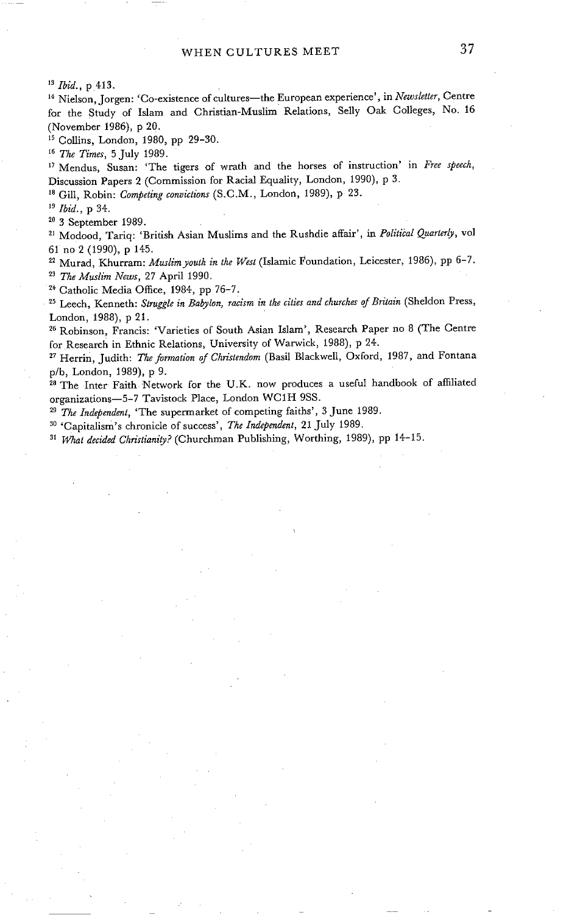[13] *Ibid.*, p 413.

[14] Nielson, Jorgen: 'Co-existence of cultures—the European experience', in *Newsletter*, Centre for the Study of Islam and Christian-Muslim Relations, Selly Oak Colleges, No. 16 (November 1986), p 20.

[15] Collins, London, 1980, pp 29–30.

[16] *The Times*, 5 July 1989.

[17] Mendus, Susan: 'The tigers of wrath and the horses of instruction' in *Free speech*, Discussion Papers 2 (Commission for Racial Equality, London, 1990), p 3.

[18] Gill, Robin: *Competing convictions* (S.C.M., London, 1989), p 23.

[19] *Ibid.*, p 34.

[20] 3 September 1989.

[21] Modood, Tariq: 'British Asian Muslims and the Rushdie affair', in *Political Quarterly*, vol 61 no 2 (1990), p 145.

[22] Murad, Khurram: *Muslim youth in the West* (Islamic Foundation, Leicester, 1986), pp 6–7.

[23] *The Muslim News*, 27 April 1990.

[24] Catholic Media Office, 1984, pp 76–7.

[25] Leech, Kenneth: *Struggle in Babylon, racism in the cities and churches of Britain* (Sheldon Press, London, 1988), p 21.

[26] Robinson, Francis: 'Varieties of South Asian Islam', Research Paper no 8 (The Centre for Research in Ethnic Relations, University of Warwick, 1988), p 24.

[27] Herrin, Judith: *The formation of Christendom* (Basil Blackwell, Oxford, 1987, and Fontana p/b, London, 1989), p 9.

[28] The Inter Faith Network for the U.K. now produces a useful handbook of affiliated organizations—5–7 Tavistock Place, London WC1H 9SS.

[29] *The Independent*, 'The supermarket of competing faiths', 3 June 1989.

[30] 'Capitalism's chronicle of success', *The Independent*, 21 July 1989.

[31] *What decided Christianity?* (Churchman Publishing, Worthing, 1989), pp 14–15.